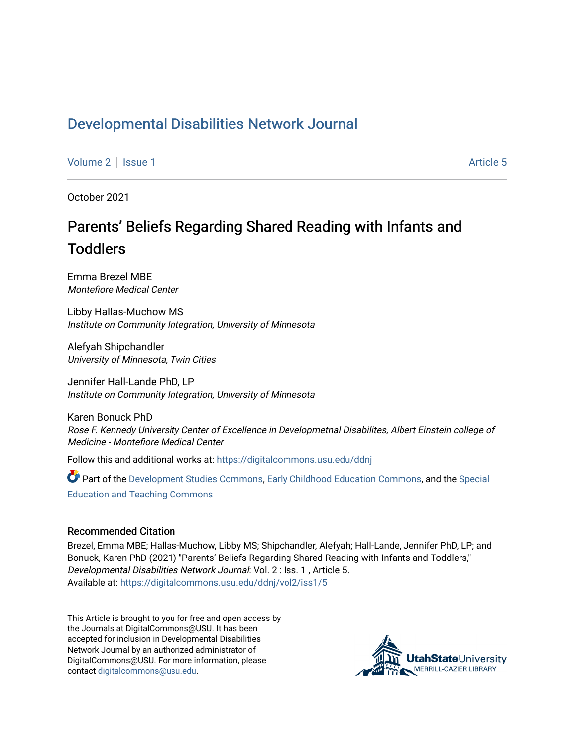# Developmental Disabilities Network Journal

Volume 2 | Issue 1 Article 5

October 2021

## Parents' Beliefs Regarding Shared Reading with Infants and Toddlers

Emma Brezel MBE
*Montefiore Medical Center*

Libby Hallas-Muchow MS
*Institute on Community Integration, University of Minnesota*

Alefyah Shipchandler
*University of Minnesota, Twin Cities*

Jennifer Hall-Lande PhD, LP
*Institute on Community Integration, University of Minnesota*

Karen Bonuck PhD
*Rose F. Kennedy University Center of Excellence in Developmetnal Disabilites, Albert Einstein college of Medicine - Montefiore Medical Center*

Follow this and additional works at: https://digitalcommons.usu.edu/ddnj

Part of the Development Studies Commons, Early Childhood Education Commons, and the Special Education and Teaching Commons

### Recommended Citation

Brezel, Emma MBE; Hallas-Muchow, Libby MS; Shipchandler, Alefyah; Hall-Lande, Jennifer PhD, LP; and Bonuck, Karen PhD (2021) "Parents' Beliefs Regarding Shared Reading with Infants and Toddlers," *Developmental Disabilities Network Journal*: Vol. 2 : Iss. 1 , Article 5.
Available at: https://digitalcommons.usu.edu/ddnj/vol2/iss1/5

This Article is brought to you for free and open access by the Journals at DigitalCommons@USU. It has been accepted for inclusion in Developmental Disabilities Network Journal by an authorized administrator of DigitalCommons@USU. For more information, please contact digitalcommons@usu.edu.

UtahStateUniversity
MERRILL-CAZIER LIBRARY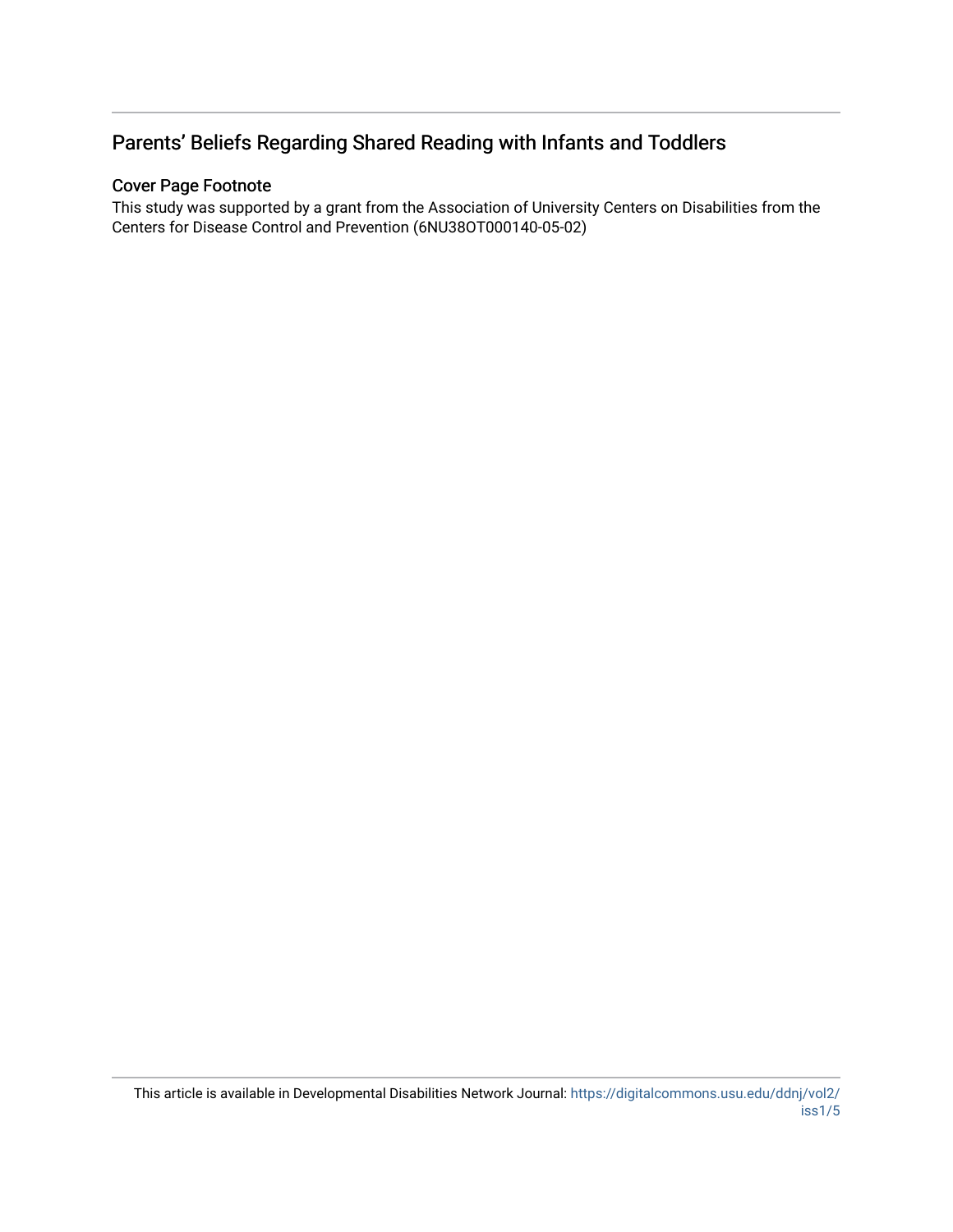## Parents' Beliefs Regarding Shared Reading with Infants and Toddlers

### Cover Page Footnote

This study was supported by a grant from the Association of University Centers on Disabilities from the Centers for Disease Control and Prevention (6NU38OT000140-05-02)

This article is available in Developmental Disabilities Network Journal: https://digitalcommons.usu.edu/ddnj/vol2/iss1/5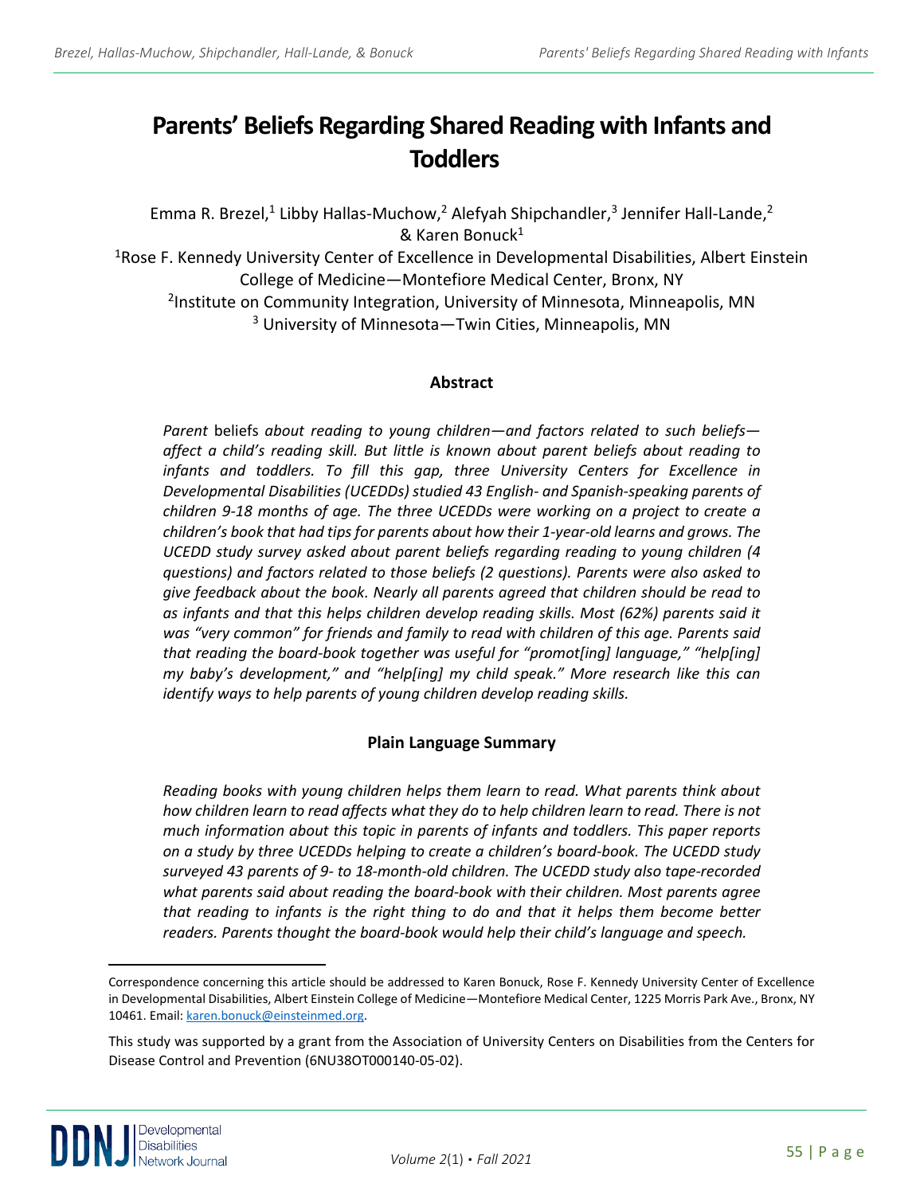# Parents' Beliefs Regarding Shared Reading with Infants and Toddlers

Emma R. Brezel,[1] Libby Hallas-Muchow,[2] Alefyah Shipchandler,[3] Jennifer Hall-Lande,[2] & Karen Bonuck[1]

[1]Rose F. Kennedy University Center of Excellence in Developmental Disabilities, Albert Einstein College of Medicine—Montefiore Medical Center, Bronx, NY

[2]Institute on Community Integration, University of Minnesota, Minneapolis, MN

[3] University of Minnesota—Twin Cities, Minneapolis, MN

## Abstract

*Parent* beliefs *about reading to young children—and factors related to such beliefs—affect a child's reading skill. But little is known about parent beliefs about reading to infants and toddlers. To fill this gap, three University Centers for Excellence in Developmental Disabilities (UCEDDs) studied 43 English- and Spanish-speaking parents of children 9-18 months of age. The three UCEDDs were working on a project to create a children's book that had tips for parents about how their 1-year-old learns and grows. The UCEDD study survey asked about parent beliefs regarding reading to young children (4 questions) and factors related to those beliefs (2 questions). Parents were also asked to give feedback about the book. Nearly all parents agreed that children should be read to as infants and that this helps children develop reading skills. Most (62%) parents said it was "very common" for friends and family to read with children of this age. Parents said that reading the board-book together was useful for "promot[ing] language," "help[ing] my baby's development," and "help[ing] my child speak." More research like this can identify ways to help parents of young children develop reading skills.*

## Plain Language Summary

*Reading books with young children helps them learn to read. What parents think about how children learn to read affects what they do to help children learn to read. There is not much information about this topic in parents of infants and toddlers. This paper reports on a study by three UCEDDs helping to create a children's board-book. The UCEDD study surveyed 43 parents of 9- to 18-month-old children. The UCEDD study also tape-recorded what parents said about reading the board-book with their children. Most parents agree that reading to infants is the right thing to do and that it helps them become better readers. Parents thought the board-book would help their child's language and speech.*

---

Correspondence concerning this article should be addressed to Karen Bonuck, Rose F. Kennedy University Center of Excellence in Developmental Disabilities, Albert Einstein College of Medicine—Montefiore Medical Center, 1225 Morris Park Ave., Bronx, NY 10461. Email: karen.bonuck@einsteinmed.org.

This study was supported by a grant from the Association of University Centers on Disabilities from the Centers for Disease Control and Prevention (6NU38OT000140-05-02).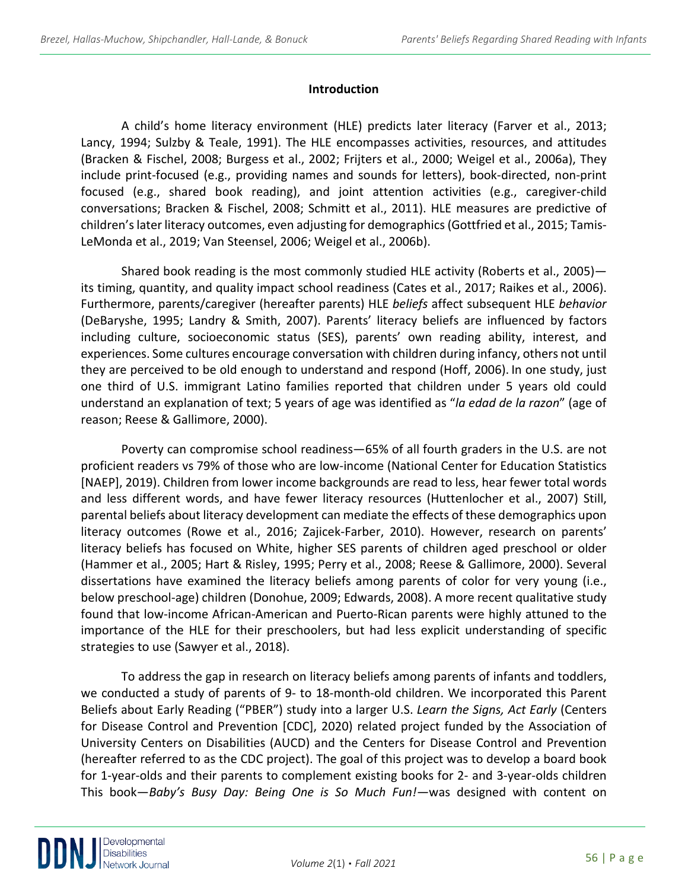## Introduction

A child's home literacy environment (HLE) predicts later literacy (Farver et al., 2013; Lancy, 1994; Sulzby & Teale, 1991). The HLE encompasses activities, resources, and attitudes (Bracken & Fischel, 2008; Burgess et al., 2002; Frijters et al., 2000; Weigel et al., 2006a), They include print-focused (e.g., providing names and sounds for letters), book-directed, non-print focused (e.g., shared book reading), and joint attention activities (e.g., caregiver-child conversations; Bracken & Fischel, 2008; Schmitt et al., 2011). HLE measures are predictive of children's later literacy outcomes, even adjusting for demographics (Gottfried et al., 2015; Tamis-LeMonda et al., 2019; Van Steensel, 2006; Weigel et al., 2006b).

Shared book reading is the most commonly studied HLE activity (Roberts et al., 2005)—its timing, quantity, and quality impact school readiness (Cates et al., 2017; Raikes et al., 2006). Furthermore, parents/caregiver (hereafter parents) HLE *beliefs* affect subsequent HLE *behavior* (DeBaryshe, 1995; Landry & Smith, 2007). Parents' literacy beliefs are influenced by factors including culture, socioeconomic status (SES), parents' own reading ability, interest, and experiences. Some cultures encourage conversation with children during infancy, others not until they are perceived to be old enough to understand and respond (Hoff, 2006). In one study, just one third of U.S. immigrant Latino families reported that children under 5 years old could understand an explanation of text; 5 years of age was identified as "*la edad de la razon*" (age of reason; Reese & Gallimore, 2000).

Poverty can compromise school readiness—65% of all fourth graders in the U.S. are not proficient readers vs 79% of those who are low-income (National Center for Education Statistics [NAEP], 2019). Children from lower income backgrounds are read to less, hear fewer total words and less different words, and have fewer literacy resources (Huttenlocher et al., 2007) Still, parental beliefs about literacy development can mediate the effects of these demographics upon literacy outcomes (Rowe et al., 2016; Zajicek-Farber, 2010). However, research on parents' literacy beliefs has focused on White, higher SES parents of children aged preschool or older (Hammer et al., 2005; Hart & Risley, 1995; Perry et al., 2008; Reese & Gallimore, 2000). Several dissertations have examined the literacy beliefs among parents of color for very young (i.e., below preschool-age) children (Donohue, 2009; Edwards, 2008). A more recent qualitative study found that low-income African-American and Puerto-Rican parents were highly attuned to the importance of the HLE for their preschoolers, but had less explicit understanding of specific strategies to use (Sawyer et al., 2018).

To address the gap in research on literacy beliefs among parents of infants and toddlers, we conducted a study of parents of 9- to 18-month-old children. We incorporated this Parent Beliefs about Early Reading ("PBER") study into a larger U.S. *Learn the Signs, Act Early* (Centers for Disease Control and Prevention [CDC], 2020) related project funded by the Association of University Centers on Disabilities (AUCD) and the Centers for Disease Control and Prevention (hereafter referred to as the CDC project). The goal of this project was to develop a board book for 1-year-olds and their parents to complement existing books for 2- and 3-year-olds children This book—*Baby's Busy Day: Being One is So Much Fun!*—was designed with content on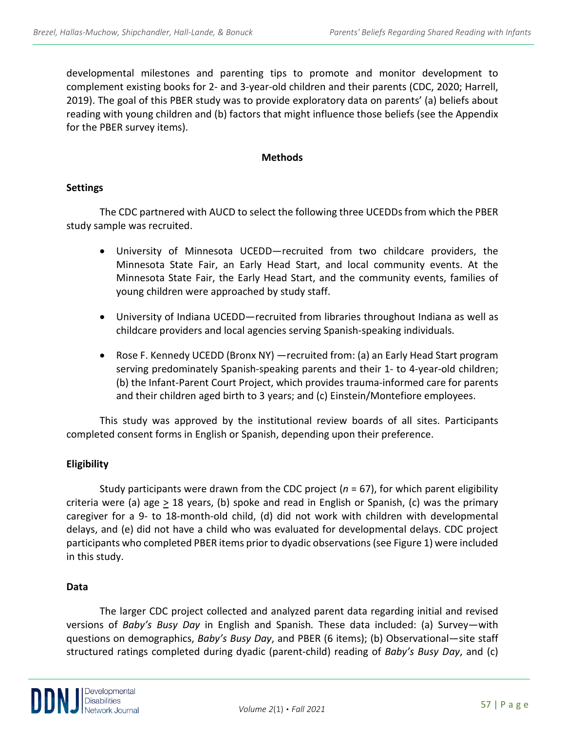developmental milestones and parenting tips to promote and monitor development to complement existing books for 2- and 3-year-old children and their parents (CDC, 2020; Harrell, 2019). The goal of this PBER study was to provide exploratory data on parents' (a) beliefs about reading with young children and (b) factors that might influence those beliefs (see the Appendix for the PBER survey items).

## Methods

### Settings

The CDC partnered with AUCD to select the following three UCEDDs from which the PBER study sample was recruited.

- University of Minnesota UCEDD—recruited from two childcare providers, the Minnesota State Fair, an Early Head Start, and local community events. At the Minnesota State Fair, the Early Head Start, and the community events, families of young children were approached by study staff.
- University of Indiana UCEDD—recruited from libraries throughout Indiana as well as childcare providers and local agencies serving Spanish-speaking individuals.
- Rose F. Kennedy UCEDD (Bronx NY) —recruited from: (a) an Early Head Start program serving predominately Spanish-speaking parents and their 1- to 4-year-old children; (b) the Infant-Parent Court Project, which provides trauma-informed care for parents and their children aged birth to 3 years; and (c) Einstein/Montefiore employees.

This study was approved by the institutional review boards of all sites. Participants completed consent forms in English or Spanish, depending upon their preference.

### Eligibility

Study participants were drawn from the CDC project ($n$ = 67), for which parent eligibility criteria were (a) age $\geq$ 18 years, (b) spoke and read in English or Spanish, (c) was the primary caregiver for a 9- to 18-month-old child, (d) did not work with children with developmental delays, and (e) did not have a child who was evaluated for developmental delays. CDC project participants who completed PBER items prior to dyadic observations (see Figure 1) were included in this study.

### Data

The larger CDC project collected and analyzed parent data regarding initial and revised versions of *Baby's Busy Day* in English and Spanish. These data included: (a) Survey—with questions on demographics, *Baby's Busy Day*, and PBER (6 items); (b) Observational—site staff structured ratings completed during dyadic (parent-child) reading of *Baby's Busy Day*, and (c)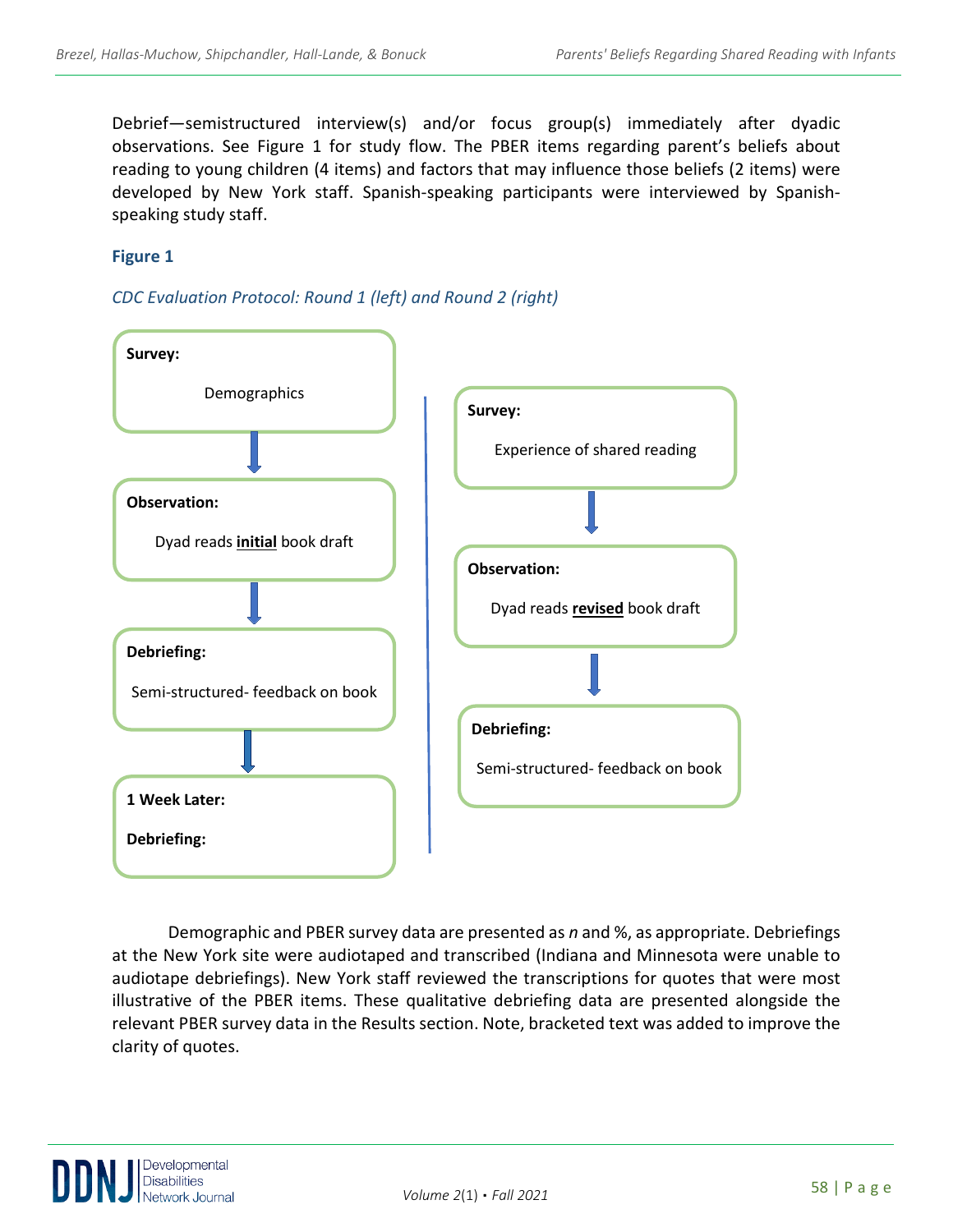Debrief—semistructured interview(s) and/or focus group(s) immediately after dyadic observations. See Figure 1 for study flow. The PBER items regarding parent's beliefs about reading to young children (4 items) and factors that may influence those beliefs (2 items) were developed by New York staff. Spanish-speaking participants were interviewed by Spanish-speaking study staff.

### Figure 1

*CDC Evaluation Protocol: Round 1 (left) and Round 2 (right)*

**Round 1**

**Survey:**
Demographics

↓

**Observation:**
Dyad reads **initial** book draft

↓

**Debriefing:**
Semi-structured- feedback on book

↓

**1 Week Later:**
**Debriefing:**

**Round 2**

**Survey:**
Experience of shared reading

↓

**Observation:**
Dyad reads **revised** book draft

↓

**Debriefing:**
Semi-structured- feedback on book

Demographic and PBER survey data are presented as *n* and %, as appropriate. Debriefings at the New York site were audiotaped and transcribed (Indiana and Minnesota were unable to audiotape debriefings). New York staff reviewed the transcriptions for quotes that were most illustrative of the PBER items. These qualitative debriefing data are presented alongside the relevant PBER survey data in the Results section. Note, bracketed text was added to improve the clarity of quotes.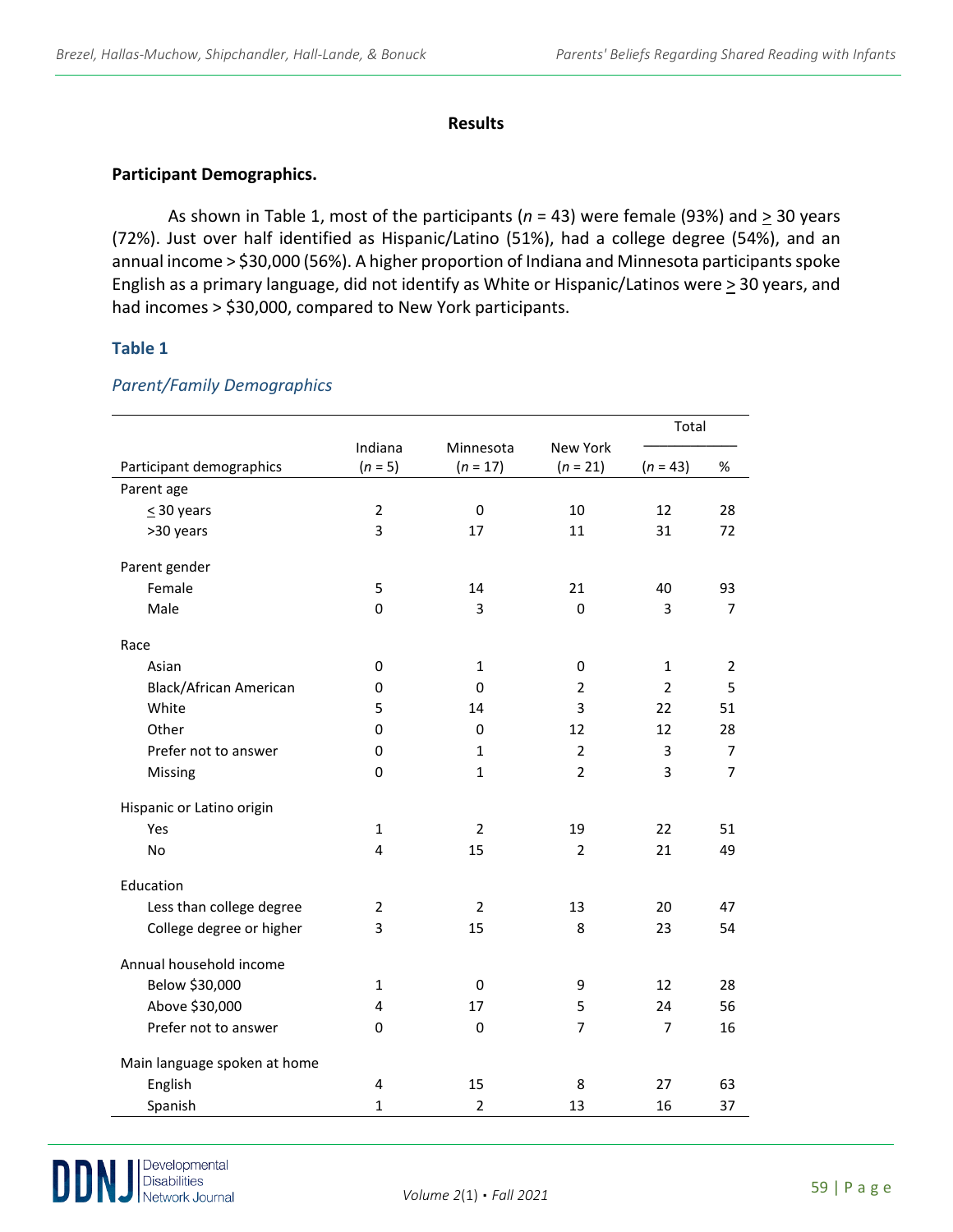## Results

### Participant Demographics.

As shown in Table 1, most of the participants (*n* = 43) were female (93%) and ≥ 30 years (72%). Just over half identified as Hispanic/Latino (51%), had a college degree (54%), and an annual income > $30,000 (56%). A higher proportion of Indiana and Minnesota participants spoke English as a primary language, did not identify as White or Hispanic/Latinos were ≥ 30 years, and had incomes > $30,000, compared to New York participants.

**Table 1**

*Parent/Family Demographics*

| Participant demographics | Indiana (*n* = 5) | Minnesota (*n* = 17) | New York (*n* = 21) | Total (*n* = 43) | Total % |
|---|---|---|---|---|---|
| Parent age | | | | | |
| ≤ 30 years | 2 | 0 | 10 | 12 | 28 |
| >30 years | 3 | 17 | 11 | 31 | 72 |
| Parent gender | | | | | |
| Female | 5 | 14 | 21 | 40 | 93 |
| Male | 0 | 3 | 0 | 3 | 7 |
| Race | | | | | |
| Asian | 0 | 1 | 0 | 1 | 2 |
| Black/African American | 0 | 0 | 2 | 2 | 5 |
| White | 5 | 14 | 3 | 22 | 51 |
| Other | 0 | 0 | 12 | 12 | 28 |
| Prefer not to answer | 0 | 1 | 2 | 3 | 7 |
| Missing | 0 | 1 | 2 | 3 | 7 |
| Hispanic or Latino origin | | | | | |
| Yes | 1 | 2 | 19 | 22 | 51 |
| No | 4 | 15 | 2 | 21 | 49 |
| Education | | | | | |
| Less than college degree | 2 | 2 | 13 | 20 | 47 |
| College degree or higher | 3 | 15 | 8 | 23 | 54 |
| Annual household income | | | | | |
| Below $30,000 | 1 | 0 | 9 | 12 | 28 |
| Above $30,000 | 4 | 17 | 5 | 24 | 56 |
| Prefer not to answer | 0 | 0 | 7 | 7 | 16 |
| Main language spoken at home | | | | | |
| English | 4 | 15 | 8 | 27 | 63 |
| Spanish | 1 | 2 | 13 | 16 | 37 |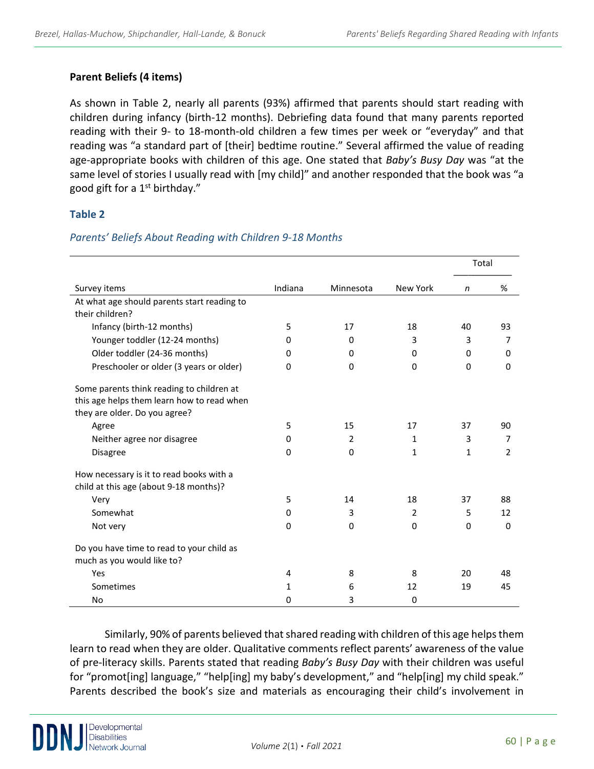**Parent Beliefs (4 items)**

As shown in Table 2, nearly all parents (93%) affirmed that parents should start reading with children during infancy (birth-12 months). Debriefing data found that many parents reported reading with their 9- to 18-month-old children a few times per week or "everyday" and that reading was "a standard part of [their] bedtime routine." Several affirmed the value of reading age-appropriate books with children of this age. One stated that *Baby's Busy Day* was "at the same level of stories I usually read with [my child]" and another responded that the book was "a good gift for a 1st birthday."

**Table 2**

*Parents' Beliefs About Reading with Children 9-18 Months*

| | | | | Total | |
|---|---|---|---|---|---|
| Survey items | Indiana | Minnesota | New York | *n* | % |
| At what age should parents start reading to their children? | | | | | |
| Infancy (birth-12 months) | 5 | 17 | 18 | 40 | 93 |
| Younger toddler (12-24 months) | 0 | 0 | 3 | 3 | 7 |
| Older toddler (24-36 months) | 0 | 0 | 0 | 0 | 0 |
| Preschooler or older (3 years or older) | 0 | 0 | 0 | 0 | 0 |
| Some parents think reading to children at this age helps them learn how to read when they are older. Do you agree? | | | | | |
| Agree | 5 | 15 | 17 | 37 | 90 |
| Neither agree nor disagree | 0 | 2 | 1 | 3 | 7 |
| Disagree | 0 | 0 | 1 | 1 | 2 |
| How necessary is it to read books with a child at this age (about 9-18 months)? | | | | | |
| Very | 5 | 14 | 18 | 37 | 88 |
| Somewhat | 0 | 3 | 2 | 5 | 12 |
| Not very | 0 | 0 | 0 | 0 | 0 |
| Do you have time to read to your child as much as you would like to? | | | | | |
| Yes | 4 | 8 | 8 | 20 | 48 |
| Sometimes | 1 | 6 | 12 | 19 | 45 |
| No | 0 | 3 | 0 | | |

Similarly, 90% of parents believed that shared reading with children of this age helps them learn to read when they are older. Qualitative comments reflect parents' awareness of the value of pre-literacy skills. Parents stated that reading *Baby's Busy Day* with their children was useful for "promot[ing] language," "help[ing] my baby's development," and "help[ing] my child speak." Parents described the book's size and materials as encouraging their child's involvement in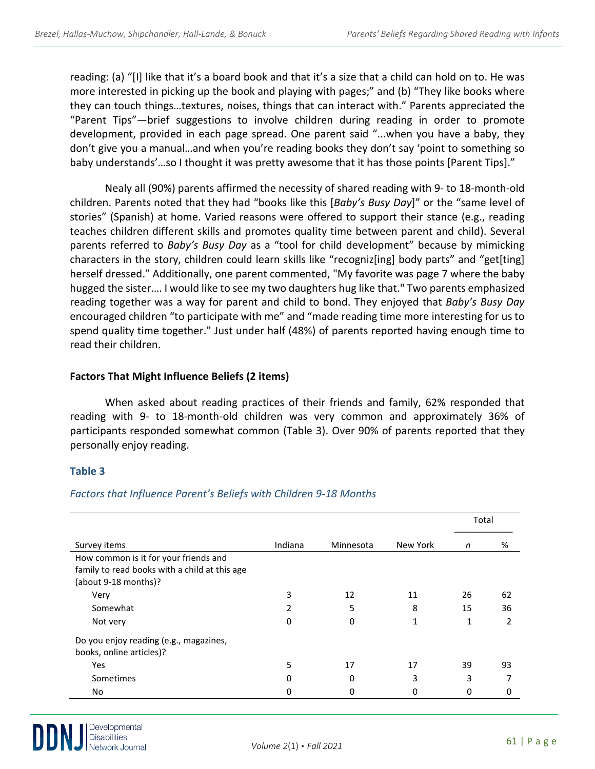reading: (a) "[I] like that it's a board book and that it's a size that a child can hold on to. He was more interested in picking up the book and playing with pages;" and (b) "They like books where they can touch things…textures, noises, things that can interact with." Parents appreciated the "Parent Tips"—brief suggestions to involve children during reading in order to promote development, provided in each page spread. One parent said "...when you have a baby, they don't give you a manual…and when you're reading books they don't say 'point to something so baby understands'…so I thought it was pretty awesome that it has those points [Parent Tips]."

Nealy all (90%) parents affirmed the necessity of shared reading with 9- to 18-month-old children. Parents noted that they had "books like this [*Baby's Busy Day*]" or the "same level of stories" (Spanish) at home. Varied reasons were offered to support their stance (e.g., reading teaches children different skills and promotes quality time between parent and child). Several parents referred to *Baby's Busy Day* as a "tool for child development" because by mimicking characters in the story, children could learn skills like "recogniz[ing] body parts" and "get[ting] herself dressed." Additionally, one parent commented, "My favorite was page 7 where the baby hugged the sister…. I would like to see my two daughters hug like that." Two parents emphasized reading together was a way for parent and child to bond. They enjoyed that *Baby's Busy Day* encouraged children "to participate with me" and "made reading time more interesting for us to spend quality time together." Just under half (48%) of parents reported having enough time to read their children.

### Factors That Might Influence Beliefs (2 items)

When asked about reading practices of their friends and family, 62% responded that reading with 9- to 18-month-old children was very common and approximately 36% of participants responded somewhat common (Table 3). Over 90% of parents reported that they personally enjoy reading.

**Table 3**

*Factors that Influence Parent's Beliefs with Children 9-18 Months*

| | | | | Total | |
|---|---|---|---|---|---|
| Survey items | Indiana | Minnesota | New York | *n* | % |
| How common is it for your friends and family to read books with a child at this age (about 9-18 months)? | | | | | |
| Very | 3 | 12 | 11 | 26 | 62 |
| Somewhat | 2 | 5 | 8 | 15 | 36 |
| Not very | 0 | 0 | 1 | 1 | 2 |
| Do you enjoy reading (e.g., magazines, books, online articles)? | | | | | |
| Yes | 5 | 17 | 17 | 39 | 93 |
| Sometimes | 0 | 0 | 3 | 3 | 7 |
| No | 0 | 0 | 0 | 0 | 0 |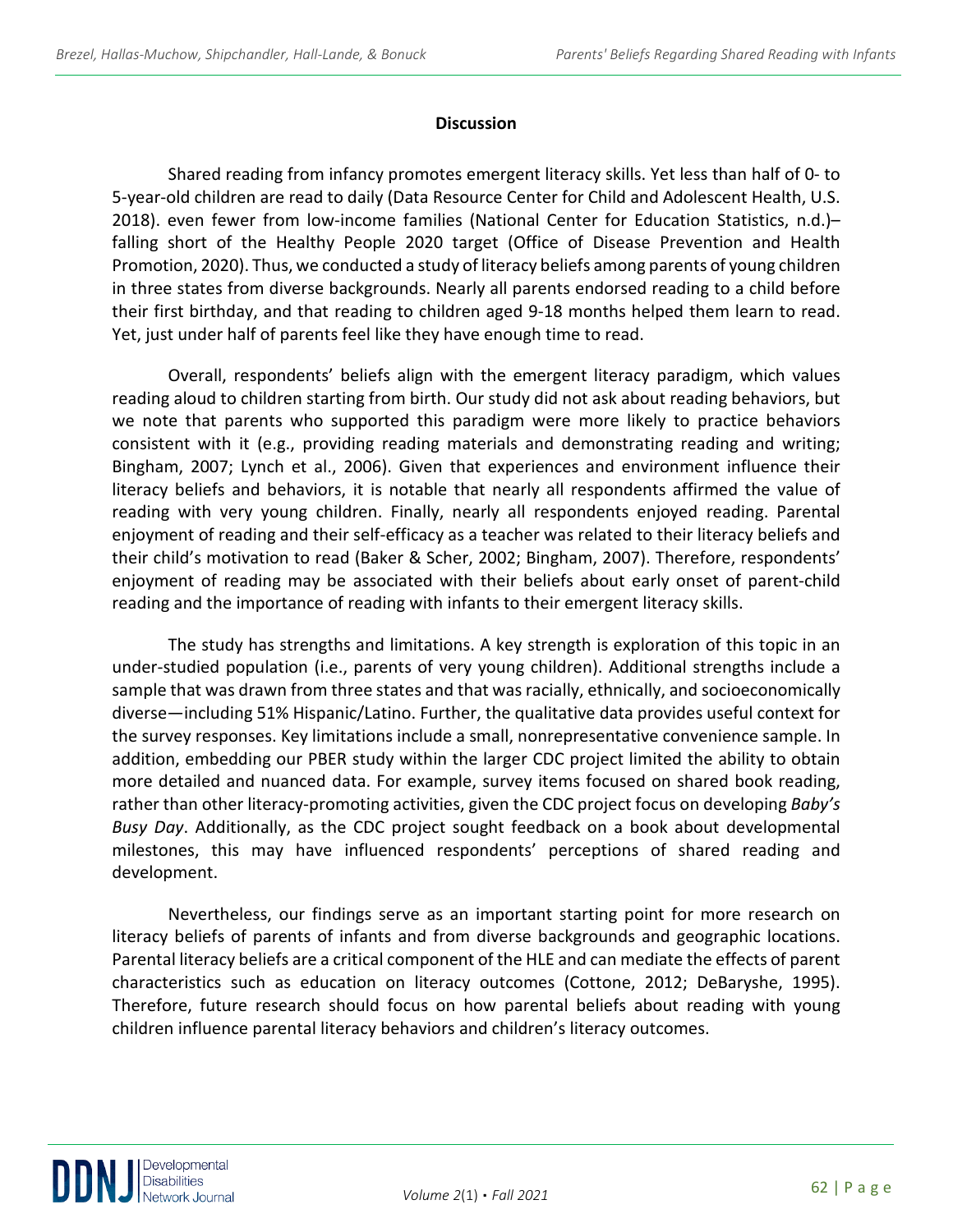## Discussion

Shared reading from infancy promotes emergent literacy skills. Yet less than half of 0- to 5-year-old children are read to daily (Data Resource Center for Child and Adolescent Health, U.S. 2018). even fewer from low-income families (National Center for Education Statistics, n.d.)– falling short of the Healthy People 2020 target (Office of Disease Prevention and Health Promotion, 2020). Thus, we conducted a study of literacy beliefs among parents of young children in three states from diverse backgrounds. Nearly all parents endorsed reading to a child before their first birthday, and that reading to children aged 9-18 months helped them learn to read. Yet, just under half of parents feel like they have enough time to read.

Overall, respondents' beliefs align with the emergent literacy paradigm, which values reading aloud to children starting from birth. Our study did not ask about reading behaviors, but we note that parents who supported this paradigm were more likely to practice behaviors consistent with it (e.g., providing reading materials and demonstrating reading and writing; Bingham, 2007; Lynch et al., 2006). Given that experiences and environment influence their literacy beliefs and behaviors, it is notable that nearly all respondents affirmed the value of reading with very young children. Finally, nearly all respondents enjoyed reading. Parental enjoyment of reading and their self-efficacy as a teacher was related to their literacy beliefs and their child's motivation to read (Baker & Scher, 2002; Bingham, 2007). Therefore, respondents' enjoyment of reading may be associated with their beliefs about early onset of parent-child reading and the importance of reading with infants to their emergent literacy skills.

The study has strengths and limitations. A key strength is exploration of this topic in an under-studied population (i.e., parents of very young children). Additional strengths include a sample that was drawn from three states and that was racially, ethnically, and socioeconomically diverse—including 51% Hispanic/Latino. Further, the qualitative data provides useful context for the survey responses. Key limitations include a small, nonrepresentative convenience sample. In addition, embedding our PBER study within the larger CDC project limited the ability to obtain more detailed and nuanced data. For example, survey items focused on shared book reading, rather than other literacy-promoting activities, given the CDC project focus on developing *Baby's Busy Day*. Additionally, as the CDC project sought feedback on a book about developmental milestones, this may have influenced respondents' perceptions of shared reading and development.

Nevertheless, our findings serve as an important starting point for more research on literacy beliefs of parents of infants and from diverse backgrounds and geographic locations. Parental literacy beliefs are a critical component of the HLE and can mediate the effects of parent characteristics such as education on literacy outcomes (Cottone, 2012; DeBaryshe, 1995). Therefore, future research should focus on how parental beliefs about reading with young children influence parental literacy behaviors and children's literacy outcomes.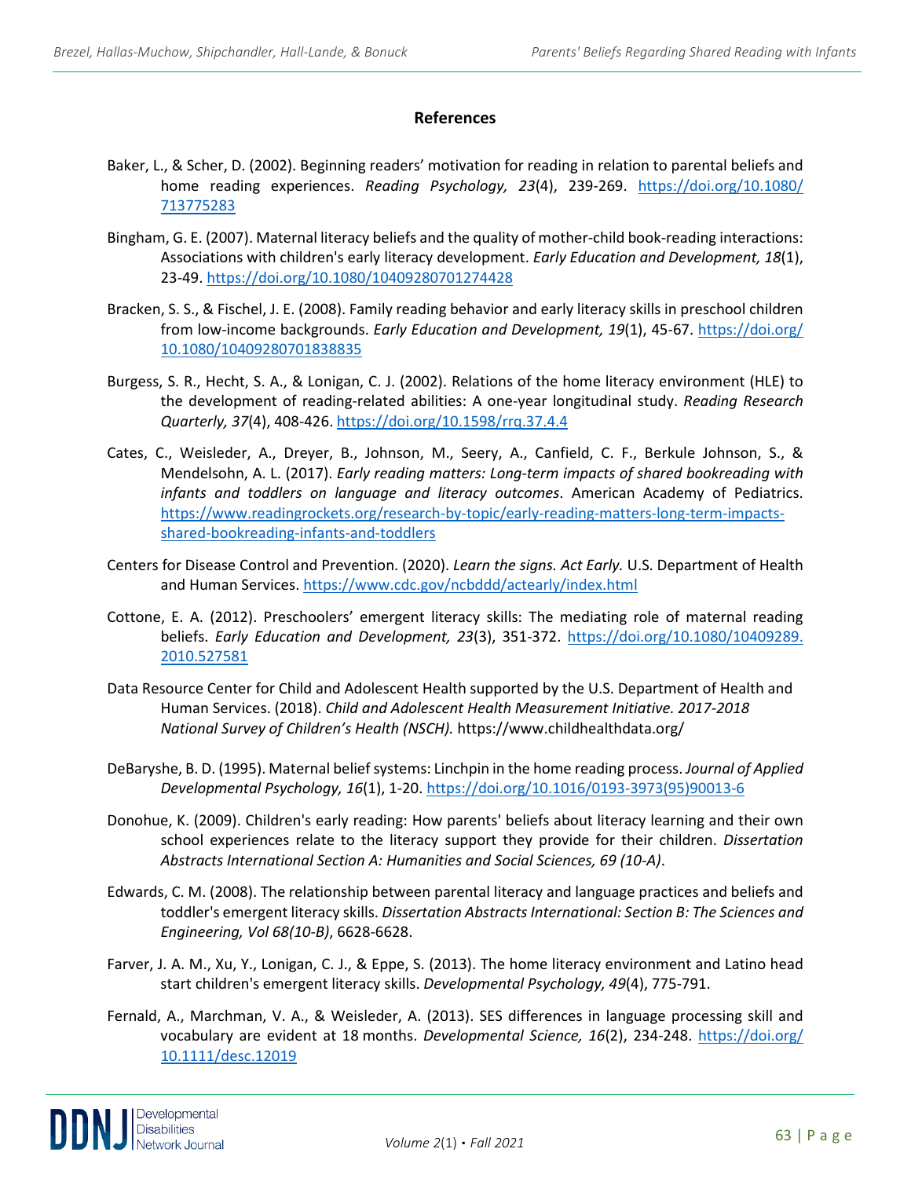## References

Baker, L., & Scher, D. (2002). Beginning readers' motivation for reading in relation to parental beliefs and home reading experiences. *Reading Psychology, 23*(4), 239-269. https://doi.org/10.1080/713775283

Bingham, G. E. (2007). Maternal literacy beliefs and the quality of mother-child book-reading interactions: Associations with children's early literacy development. *Early Education and Development, 18*(1), 23-49. https://doi.org/10.1080/10409280701274428

Bracken, S. S., & Fischel, J. E. (2008). Family reading behavior and early literacy skills in preschool children from low-income backgrounds. *Early Education and Development, 19*(1), 45-67. https://doi.org/10.1080/10409280701838835

Burgess, S. R., Hecht, S. A., & Lonigan, C. J. (2002). Relations of the home literacy environment (HLE) to the development of reading-related abilities: A one-year longitudinal study. *Reading Research Quarterly, 37*(4), 408-426. https://doi.org/10.1598/rrq.37.4.4

Cates, C., Weisleder, A., Dreyer, B., Johnson, M., Seery, A., Canfield, C. F., Berkule Johnson, S., & Mendelsohn, A. L. (2017). *Early reading matters: Long-term impacts of shared bookreading with infants and toddlers on language and literacy outcomes*. American Academy of Pediatrics. https://www.readingrockets.org/research-by-topic/early-reading-matters-long-term-impacts-shared-bookreading-infants-and-toddlers

Centers for Disease Control and Prevention. (2020). *Learn the signs. Act Early.* U.S. Department of Health and Human Services. https://www.cdc.gov/ncbddd/actearly/index.html

Cottone, E. A. (2012). Preschoolers' emergent literacy skills: The mediating role of maternal reading beliefs. *Early Education and Development, 23*(3), 351-372. https://doi.org/10.1080/10409289.2010.527581

Data Resource Center for Child and Adolescent Health supported by the U.S. Department of Health and Human Services. (2018). *Child and Adolescent Health Measurement Initiative. 2017-2018 National Survey of Children's Health (NSCH).* https://www.childhealthdata.org/

DeBaryshe, B. D. (1995). Maternal belief systems: Linchpin in the home reading process. *Journal of Applied Developmental Psychology, 16*(1), 1-20. https://doi.org/10.1016/0193-3973(95)90013-6

Donohue, K. (2009). Children's early reading: How parents' beliefs about literacy learning and their own school experiences relate to the literacy support they provide for their children. *Dissertation Abstracts International Section A: Humanities and Social Sciences, 69 (10-A)*.

Edwards, C. M. (2008). The relationship between parental literacy and language practices and beliefs and toddler's emergent literacy skills. *Dissertation Abstracts International: Section B: The Sciences and Engineering, Vol 68(10-B)*, 6628-6628.

Farver, J. A. M., Xu, Y., Lonigan, C. J., & Eppe, S. (2013). The home literacy environment and Latino head start children's emergent literacy skills. *Developmental Psychology, 49*(4), 775-791.

Fernald, A., Marchman, V. A., & Weisleder, A. (2013). SES differences in language processing skill and vocabulary are evident at 18 months. *Developmental Science, 16*(2), 234-248. https://doi.org/10.1111/desc.12019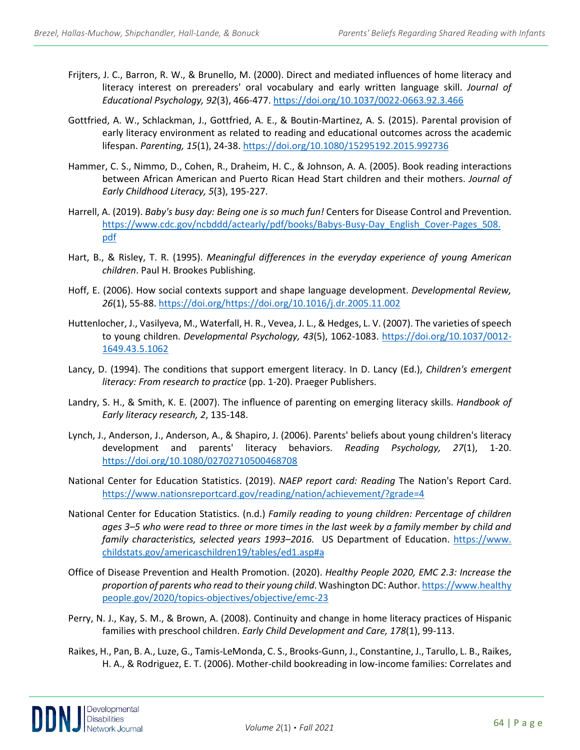Frijters, J. C., Barron, R. W., & Brunello, M. (2000). Direct and mediated influences of home literacy and literacy interest on prereaders' oral vocabulary and early written language skill. *Journal of Educational Psychology, 92*(3), 466-477. https://doi.org/10.1037/0022-0663.92.3.466

Gottfried, A. W., Schlackman, J., Gottfried, A. E., & Boutin-Martinez, A. S. (2015). Parental provision of early literacy environment as related to reading and educational outcomes across the academic lifespan. *Parenting, 15*(1), 24-38. https://doi.org/10.1080/15295192.2015.992736

Hammer, C. S., Nimmo, D., Cohen, R., Draheim, H. C., & Johnson, A. A. (2005). Book reading interactions between African American and Puerto Rican Head Start children and their mothers. *Journal of Early Childhood Literacy, 5*(3), 195-227.

Harrell, A. (2019). *Baby's busy day: Being one is so much fun!* Centers for Disease Control and Prevention. https://www.cdc.gov/ncbddd/actearly/pdf/books/Babys-Busy-Day_English_Cover-Pages_508.pdf

Hart, B., & Risley, T. R. (1995). *Meaningful differences in the everyday experience of young American children*. Paul H. Brookes Publishing.

Hoff, E. (2006). How social contexts support and shape language development. *Developmental Review, 26*(1), 55-88. https://doi.org/https://doi.org/10.1016/j.dr.2005.11.002

Huttenlocher, J., Vasilyeva, M., Waterfall, H. R., Vevea, J. L., & Hedges, L. V. (2007). The varieties of speech to young children. *Developmental Psychology, 43*(5), 1062-1083. https://doi.org/10.1037/0012-1649.43.5.1062

Lancy, D. (1994). The conditions that support emergent literacy. In D. Lancy (Ed.), *Children's emergent literacy: From research to practice* (pp. 1-20). Praeger Publishers.

Landry, S. H., & Smith, K. E. (2007). The influence of parenting on emerging literacy skills. *Handbook of Early literacy research, 2*, 135-148.

Lynch, J., Anderson, J., Anderson, A., & Shapiro, J. (2006). Parents' beliefs about young children's literacy development and parents' literacy behaviors. *Reading Psychology, 27*(1), 1-20. https://doi.org/10.1080/02702710500468708

National Center for Education Statistics. (2019). *NAEP report card: Reading* The Nation's Report Card. https://www.nationsreportcard.gov/reading/nation/achievement/?grade=4

National Center for Education Statistics. (n.d.) *Family reading to young children: Percentage of children ages 3–5 who were read to three or more times in the last week by a family member by child and family characteristics, selected years 1993–2016.* US Department of Education. https://www.childstats.gov/americaschildren19/tables/ed1.asp#a

Office of Disease Prevention and Health Promotion. (2020). *Healthy People 2020, EMC 2.3: Increase the proportion of parents who read to their young child*. Washington DC: Author. https://www.healthypeople.gov/2020/topics-objectives/objective/emc-23

Perry, N. J., Kay, S. M., & Brown, A. (2008). Continuity and change in home literacy practices of Hispanic families with preschool children. *Early Child Development and Care, 178*(1), 99-113.

Raikes, H., Pan, B. A., Luze, G., Tamis-LeMonda, C. S., Brooks-Gunn, J., Constantine, J., Tarullo, L. B., Raikes, H. A., & Rodriguez, E. T. (2006). Mother-child bookreading in low-income families: Correlates and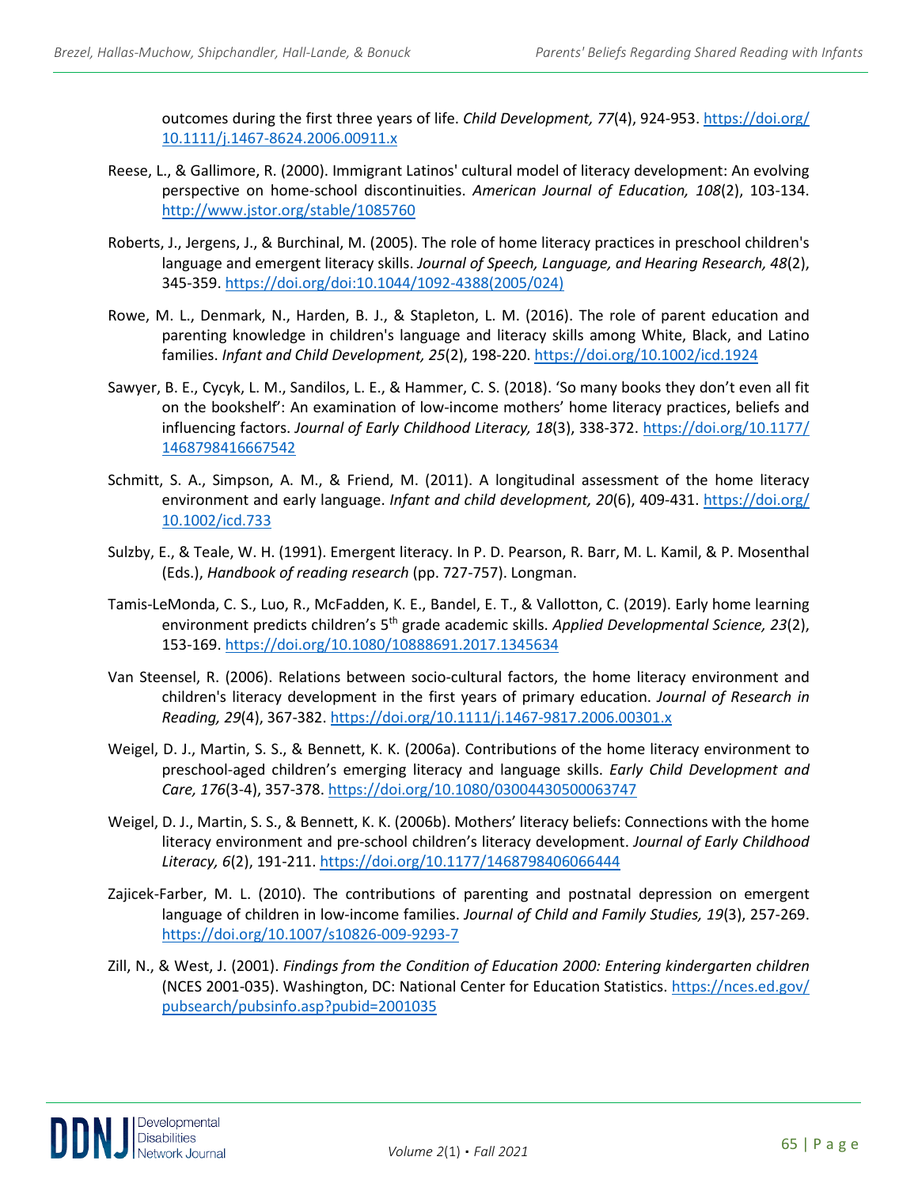outcomes during the first three years of life. *Child Development, 77*(4), 924-953. https://doi.org/10.1111/j.1467-8624.2006.00911.x

Reese, L., & Gallimore, R. (2000). Immigrant Latinos' cultural model of literacy development: An evolving perspective on home-school discontinuities. *American Journal of Education, 108*(2), 103-134. http://www.jstor.org/stable/1085760

Roberts, J., Jergens, J., & Burchinal, M. (2005). The role of home literacy practices in preschool children's language and emergent literacy skills. *Journal of Speech, Language, and Hearing Research, 48*(2), 345-359. https://doi.org/doi:10.1044/1092-4388(2005/024)

Rowe, M. L., Denmark, N., Harden, B. J., & Stapleton, L. M. (2016). The role of parent education and parenting knowledge in children's language and literacy skills among White, Black, and Latino families. *Infant and Child Development, 25*(2), 198-220. https://doi.org/10.1002/icd.1924

Sawyer, B. E., Cycyk, L. M., Sandilos, L. E., & Hammer, C. S. (2018). 'So many books they don't even all fit on the bookshelf': An examination of low-income mothers' home literacy practices, beliefs and influencing factors. *Journal of Early Childhood Literacy, 18*(3), 338-372. https://doi.org/10.1177/1468798416667542

Schmitt, S. A., Simpson, A. M., & Friend, M. (2011). A longitudinal assessment of the home literacy environment and early language. *Infant and child development, 20*(6), 409-431. https://doi.org/10.1002/icd.733

Sulzby, E., & Teale, W. H. (1991). Emergent literacy. In P. D. Pearson, R. Barr, M. L. Kamil, & P. Mosenthal (Eds.), *Handbook of reading research* (pp. 727-757). Longman.

Tamis-LeMonda, C. S., Luo, R., McFadden, K. E., Bandel, E. T., & Vallotton, C. (2019). Early home learning environment predicts children's 5th grade academic skills. *Applied Developmental Science, 23*(2), 153-169. https://doi.org/10.1080/10888691.2017.1345634

Van Steensel, R. (2006). Relations between socio-cultural factors, the home literacy environment and children's literacy development in the first years of primary education. *Journal of Research in Reading, 29*(4), 367-382. https://doi.org/10.1111/j.1467-9817.2006.00301.x

Weigel, D. J., Martin, S. S., & Bennett, K. K. (2006a). Contributions of the home literacy environment to preschool-aged children's emerging literacy and language skills. *Early Child Development and Care, 176*(3-4), 357-378. https://doi.org/10.1080/03004430500063747

Weigel, D. J., Martin, S. S., & Bennett, K. K. (2006b). Mothers' literacy beliefs: Connections with the home literacy environment and pre-school children's literacy development. *Journal of Early Childhood Literacy, 6*(2), 191-211. https://doi.org/10.1177/1468798406066444

Zajicek-Farber, M. L. (2010). The contributions of parenting and postnatal depression on emergent language of children in low-income families. *Journal of Child and Family Studies, 19*(3), 257-269. https://doi.org/10.1007/s10826-009-9293-7

Zill, N., & West, J. (2001). *Findings from the Condition of Education 2000: Entering kindergarten children* (NCES 2001-035). Washington, DC: National Center for Education Statistics. https://nces.ed.gov/pubsearch/pubsinfo.asp?pubid=2001035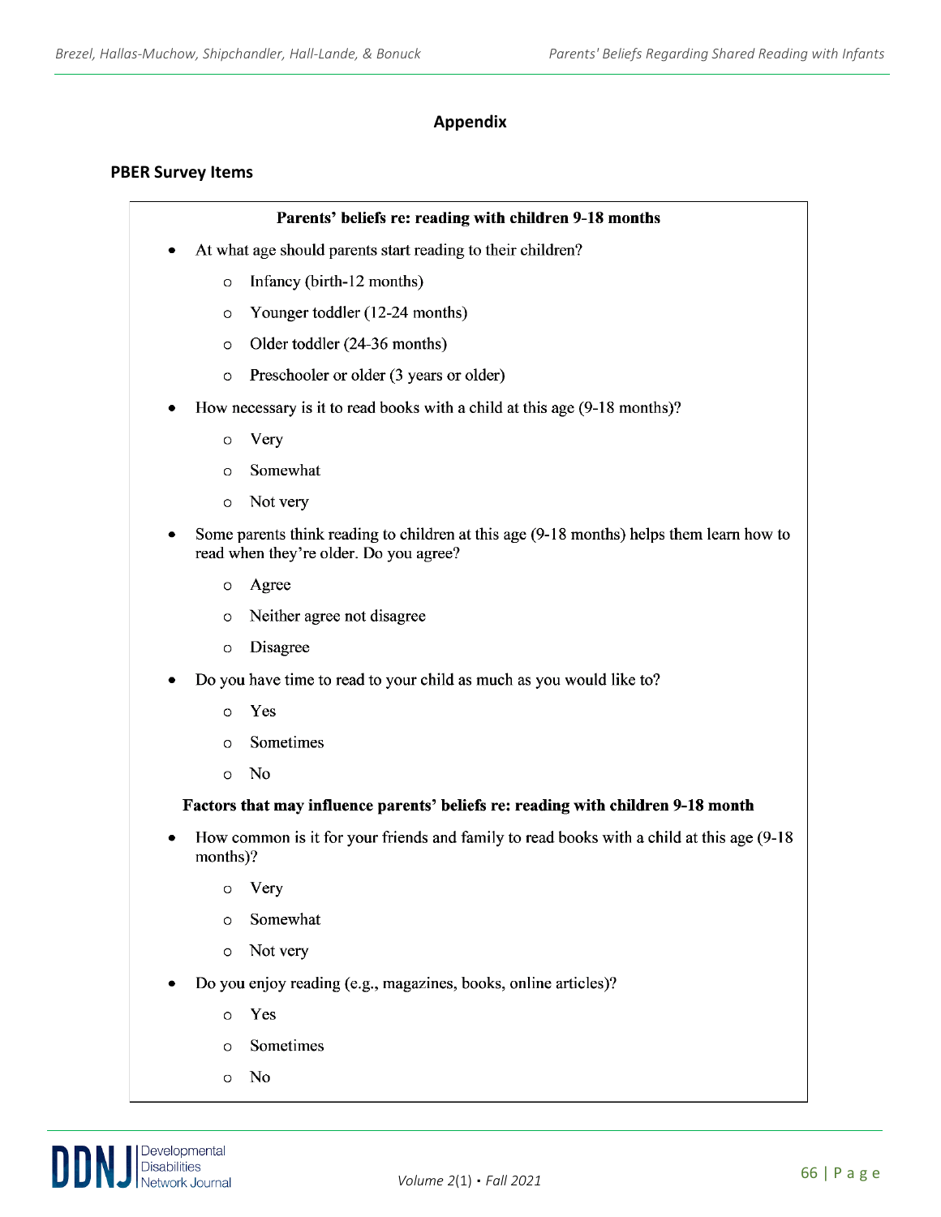## Appendix

### PBER Survey Items

**Parents' beliefs re: reading with children 9-18 months**

- At what age should parents start reading to their children?
  - Infancy (birth-12 months)
  - Younger toddler (12-24 months)
  - Older toddler (24-36 months)
  - Preschooler or older (3 years or older)
- How necessary is it to read books with a child at this age (9-18 months)?
  - Very
  - Somewhat
  - Not very
- Some parents think reading to children at this age (9-18 months) helps them learn how to read when they're older. Do you agree?
  - Agree
  - Neither agree not disagree
  - Disagree
- Do you have time to read to your child as much as you would like to?
  - Yes
  - Sometimes
  - No

**Factors that may influence parents' beliefs re: reading with children 9-18 month**

- How common is it for your friends and family to read books with a child at this age (9-18 months)?
  - Very
  - Somewhat
  - Not very
- Do you enjoy reading (e.g., magazines, books, online articles)?
  - Yes
  - Sometimes
  - No